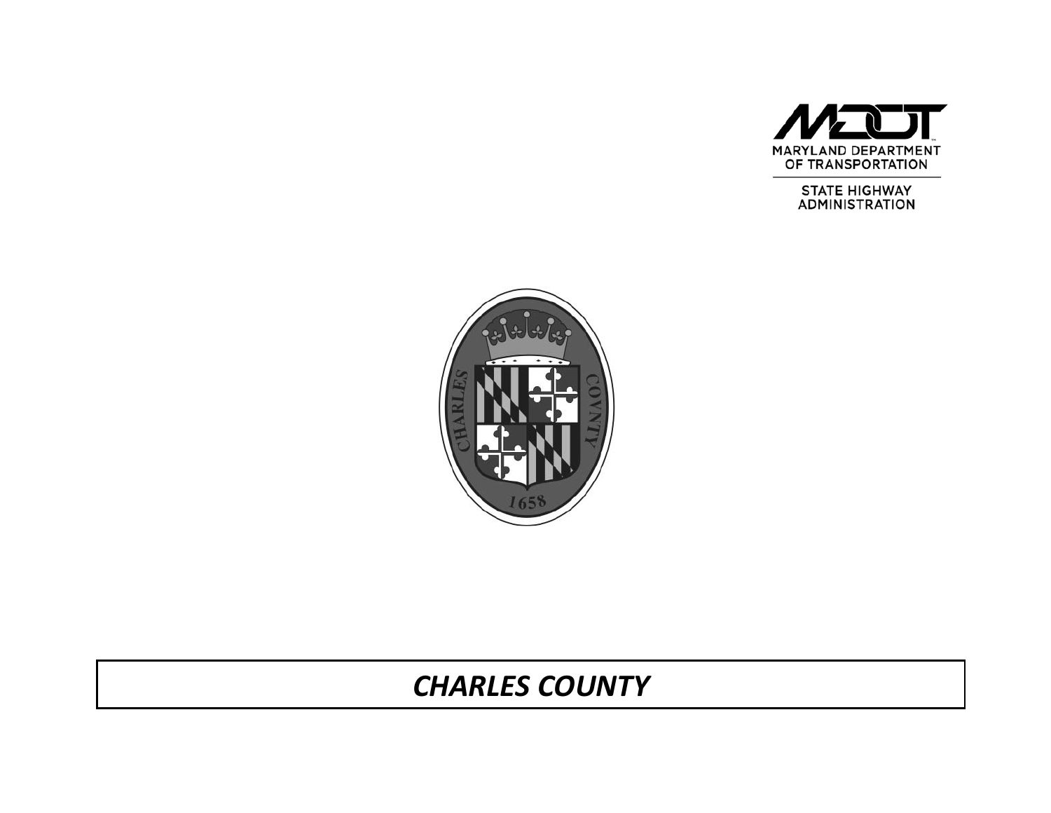MARYLAND DEPARTMENT OF TRANSPORTATION

STATE HIGHWAY ADMINISTRATION

# *CHARLES COUNTY*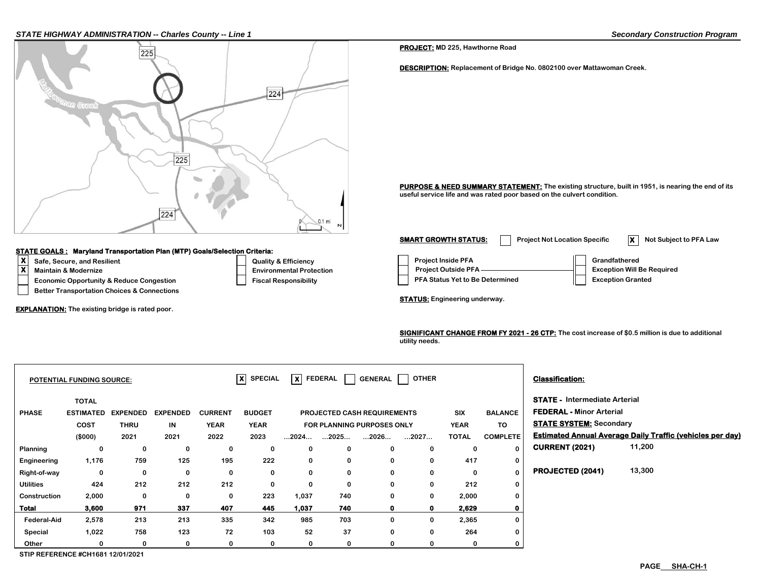**STATE HIGHWAY ADMINISTRATION -- Charles County -- Line 1**

**Secondary Construction Program**

**PROJECT:** MD 225, Hawthorne Road

**DESCRIPTION:** Replacement of Bridge No. 0802100 over Mattawoman Creek.

**PURPOSE & NEED SUMMARY STATEMENT:** The existing structure, built in 1951, is nearing the end of its useful service life and was rated poor based on the culvert condition.

**SMART GROWTH STATUS:** [ ] Project Not Location Specific [X] Not Subject to PFA Law

- [ ] Project Inside PFA
- [ ] Project Outside PFA
- [ ] PFA Status Yet to Be Determined
- [ ] Grandfathered
- [ ] Exception Will Be Required
- [ ] Exception Granted

**STATE GOALS : Maryland Transportation Plan (MTP) Goals/Selection Criteria:**

- [X] Safe, Secure, and Resilient
- [X] Maintain & Modernize
- [ ] Economic Opportunity & Reduce Congestion
- [ ] Better Transportation Choices & Connections
- [ ] Quality & Efficiency
- [ ] Environmental Protection
- [ ] Fiscal Responsibility

**EXPLANATION:** The existing bridge is rated poor.

**STATUS:** Engineering underway.

**SIGNIFICANT CHANGE FROM FY 2021 - 26 CTP:** The cost increase of $0.5 million is due to additional utility needs.

**POTENTIAL FUNDING SOURCE:** [X] SPECIAL [X] FEDERAL [ ] GENERAL [ ] OTHER

| PHASE | TOTAL ESTIMATED COST ($000) | EXPENDED THRU 2021 | EXPENDED IN 2021 | CURRENT YEAR 2022 | BUDGET YEAR 2023 | PROJECTED CASH REQUIREMENTS FOR PLANNING PURPOSES ONLY ...2024... | ...2025... | ...2026... | ...2027... | SIX YEAR TOTAL | BALANCE TO COMPLETE |
|---|---|---|---|---|---|---|---|---|---|---|---|
| Planning | 0 | 0 | 0 | 0 | 0 | 0 | 0 | 0 | 0 | 0 | 0 |
| Engineering | 1,176 | 759 | 125 | 195 | 222 | 0 | 0 | 0 | 0 | 417 | 0 |
| Right-of-way | 0 | 0 | 0 | 0 | 0 | 0 | 0 | 0 | 0 | 0 | 0 |
| Utilities | 424 | 212 | 212 | 212 | 0 | 0 | 0 | 0 | 0 | 212 | 0 |
| Construction | 2,000 | 0 | 0 | 0 | 223 | 1,037 | 740 | 0 | 0 | 2,000 | 0 |
| **Total** | **3,600** | **971** | **337** | **407** | **445** | **1,037** | **740** | **0** | **0** | **2,629** | **0** |
| Federal-Aid | 2,578 | 213 | 213 | 335 | 342 | 985 | 703 | 0 | 0 | 2,365 | 0 |
| Special | 1,022 | 758 | 123 | 72 | 103 | 52 | 37 | 0 | 0 | 264 | 0 |
| Other | 0 | 0 | 0 | 0 | 0 | 0 | 0 | 0 | 0 | 0 | 0 |

STIP REFERENCE #CH1681 12/01/2021

**Classification:**

**STATE -** Intermediate Arterial

**FEDERAL -** Minor Arterial

**STATE SYSTEM:** Secondary

**Estimated Annual Average Daily Traffic (vehicles per day)**

**CURRENT (2021)** 11,200

**PROJECTED (2041)** 13,300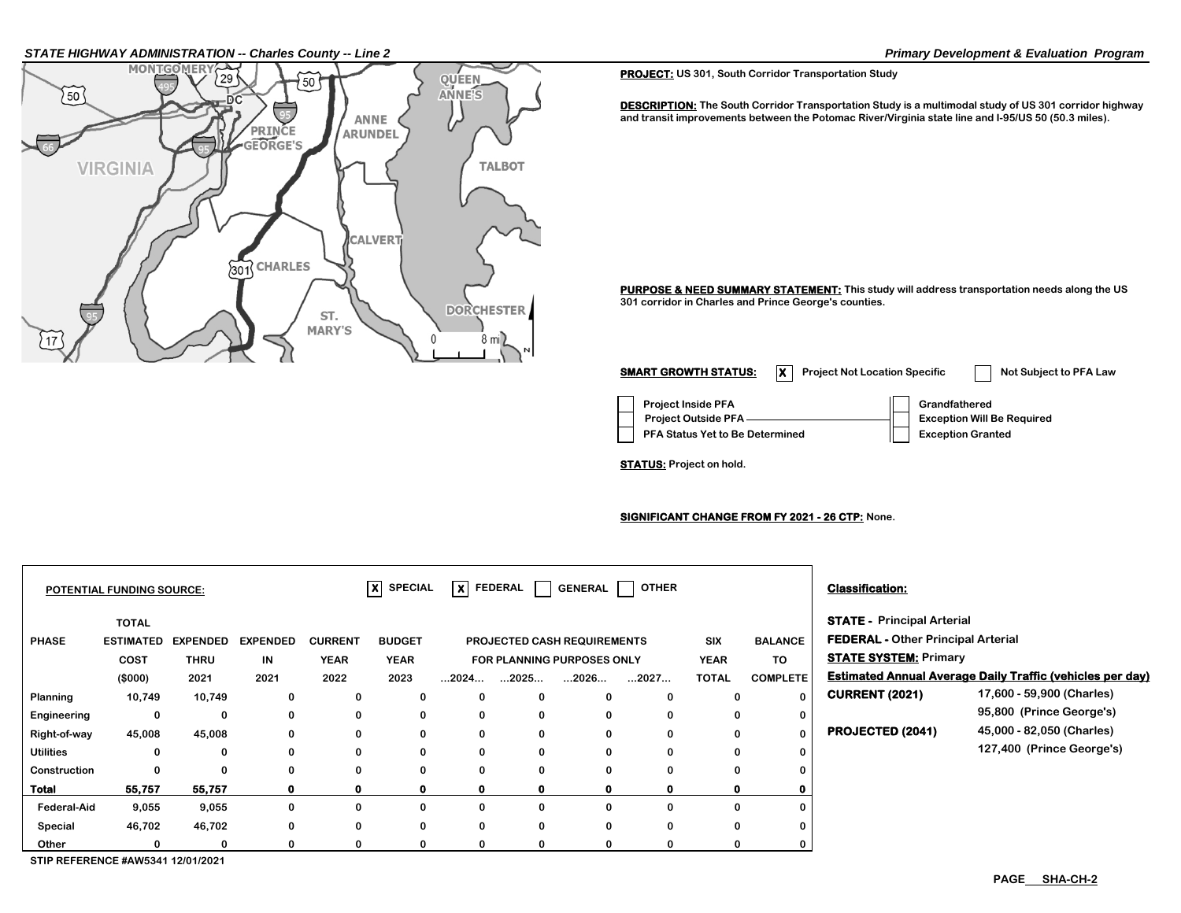**PROJECT:** US 301, South Corridor Transportation Study

**DESCRIPTION:** The South Corridor Transportation Study is a multimodal study of US 301 corridor highway and transit improvements between the Potomac River/Virginia state line and I-95/US 50 (50.3 miles).

**PURPOSE & NEED SUMMARY STATEMENT:** This study will address transportation needs along the US 301 corridor in Charles and Prince George's counties.

**SMART GROWTH STATUS:** [X] Project Not Location Specific [ ] Not Subject to PFA Law

- [ ] Project Inside PFA
- [ ] Project Outside PFA
- [ ] PFA Status Yet to Be Determined
- [ ] Grandfathered
- [ ] Exception Will Be Required
- [ ] Exception Granted

**STATUS:** Project on hold.

**SIGNIFICANT CHANGE FROM FY 2021 - 26 CTP:** None.

**POTENTIAL FUNDING SOURCE:** [X] SPECIAL [X] FEDERAL [ ] GENERAL [ ] OTHER

| PHASE | TOTAL ESTIMATED COST ($000) | EXPENDED THRU 2021 | EXPENDED IN 2021 | CURRENT YEAR 2022 | BUDGET YEAR 2023 | ...2024... | ...2025... | ...2026... | ...2027... | SIX YEAR TOTAL | BALANCE TO COMPLETE |
|---|---|---|---|---|---|---|---|---|---|---|---|
| | | | | | | PROJECTED CASH REQUIREMENTS FOR PLANNING PURPOSES ONLY | | | | | |
| Planning | 10,749 | 10,749 | 0 | 0 | 0 | 0 | 0 | 0 | 0 | 0 | 0 |
| Engineering | 0 | 0 | 0 | 0 | 0 | 0 | 0 | 0 | 0 | 0 | 0 |
| Right-of-way | 45,008 | 45,008 | 0 | 0 | 0 | 0 | 0 | 0 | 0 | 0 | 0 |
| Utilities | 0 | 0 | 0 | 0 | 0 | 0 | 0 | 0 | 0 | 0 | 0 |
| Construction | 0 | 0 | 0 | 0 | 0 | 0 | 0 | 0 | 0 | 0 | 0 |
| **Total** | **55,757** | **55,757** | **0** | **0** | **0** | **0** | **0** | **0** | **0** | **0** | **0** |
| Federal-Aid | 9,055 | 9,055 | 0 | 0 | 0 | 0 | 0 | 0 | 0 | 0 | 0 |
| Special | 46,702 | 46,702 | 0 | 0 | 0 | 0 | 0 | 0 | 0 | 0 | 0 |
| Other | 0 | 0 | 0 | 0 | 0 | 0 | 0 | 0 | 0 | 0 | 0 |

STIP REFERENCE #AW5341 12/01/2021

**Classification:**

**STATE -** Principal Arterial

**FEDERAL -** Other Principal Arterial

**STATE SYSTEM:** Primary

**Estimated Annual Average Daily Traffic (vehicles per day)**

| | |
|---|---|
| **CURRENT (2021)** | 17,600 - 59,900 (Charles) |
| | 95,800 (Prince George's) |
| **PROJECTED (2041)** | 45,000 - 82,050 (Charles) |
| | 127,400 (Prince George's) |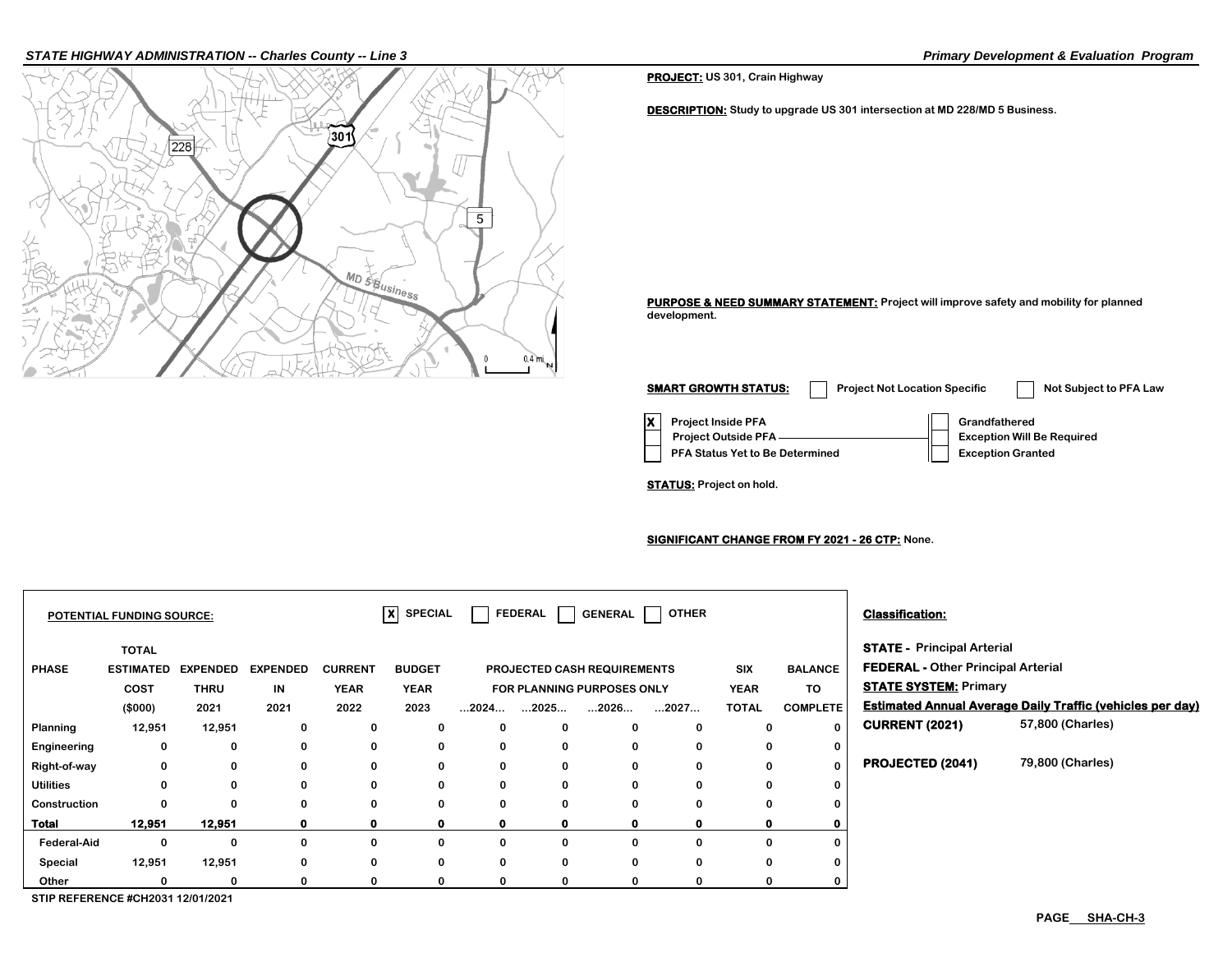**PROJECT:** US 301, Crain Highway

**DESCRIPTION:** Study to upgrade US 301 intersection at MD 228/MD 5 Business.

**PURPOSE & NEED SUMMARY STATEMENT:** Project will improve safety and mobility for planned development.

**SMART GROWTH STATUS:** [ ] Project Not Location Specific [ ] Not Subject to PFA Law

- [X] Project Inside PFA
- [ ] Project Outside PFA
- [ ] PFA Status Yet to Be Determined
- [ ] Grandfathered
- [ ] Exception Will Be Required
- [ ] Exception Granted

**STATUS:** Project on hold.

**SIGNIFICANT CHANGE FROM FY 2021 - 26 CTP:** None.

**POTENTIAL FUNDING SOURCE:** [X] SPECIAL [ ] FEDERAL [ ] GENERAL [ ] OTHER

| PHASE | TOTAL ESTIMATED COST ($000) | EXPENDED THRU 2021 | EXPENDED IN 2021 | CURRENT YEAR 2022 | BUDGET YEAR 2023 | PROJECTED CASH REQUIREMENTS FOR PLANNING PURPOSES ONLY ...2024... | ...2025... | ...2026... | ...2027... | SIX YEAR TOTAL | BALANCE TO COMPLETE |
|---|---|---|---|---|---|---|---|---|---|---|---|
| Planning | 12,951 | 12,951 | 0 | 0 | 0 | 0 | 0 | 0 | 0 | 0 | 0 |
| Engineering | 0 | 0 | 0 | 0 | 0 | 0 | 0 | 0 | 0 | 0 | 0 |
| Right-of-way | 0 | 0 | 0 | 0 | 0 | 0 | 0 | 0 | 0 | 0 | 0 |
| Utilities | 0 | 0 | 0 | 0 | 0 | 0 | 0 | 0 | 0 | 0 | 0 |
| Construction | 0 | 0 | 0 | 0 | 0 | 0 | 0 | 0 | 0 | 0 | 0 |
| **Total** | **12,951** | **12,951** | **0** | **0** | **0** | **0** | **0** | **0** | **0** | **0** | **0** |
| Federal-Aid | 0 | 0 | 0 | 0 | 0 | 0 | 0 | 0 | 0 | 0 | 0 |
| Special | 12,951 | 12,951 | 0 | 0 | 0 | 0 | 0 | 0 | 0 | 0 | 0 |
| Other | 0 | 0 | 0 | 0 | 0 | 0 | 0 | 0 | 0 | 0 | 0 |

STIP REFERENCE #CH2031 12/01/2021

**Classification:**

**STATE -** Principal Arterial

**FEDERAL -** Other Principal Arterial

**STATE SYSTEM:** Primary

**Estimated Annual Average Daily Traffic (vehicles per day)**

**CURRENT (2021)** 57,800 (Charles)

**PROJECTED (2041)** 79,800 (Charles)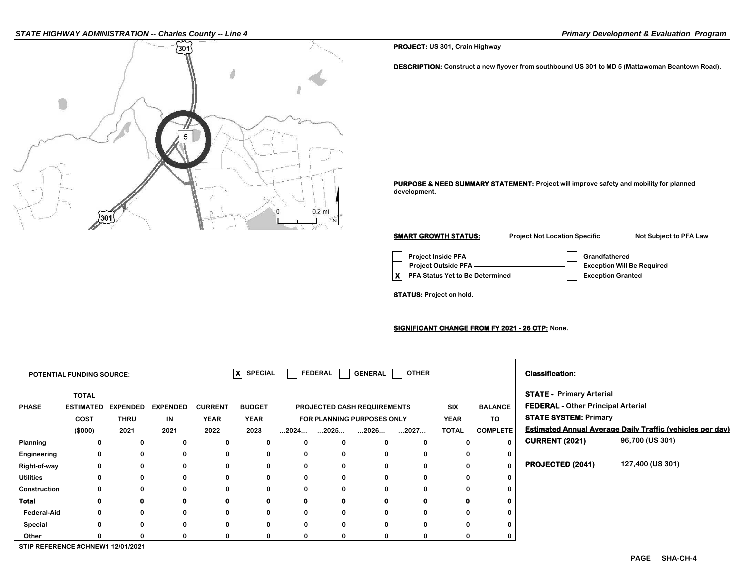**PROJECT:** US 301, Crain Highway

**DESCRIPTION:** Construct a new flyover from southbound US 301 to MD 5 (Mattawoman Beantown Road).

**PURPOSE & NEED SUMMARY STATEMENT:** Project will improve safety and mobility for planned development.

**SMART GROWTH STATUS:** [ ] Project Not Location Specific [ ] Not Subject to PFA Law

- [ ] Project Inside PFA
- [ ] Project Outside PFA
- [X] PFA Status Yet to Be Determined
- [ ] Grandfathered
- [ ] Exception Will Be Required
- [ ] Exception Granted

**STATUS:** Project on hold.

**SIGNIFICANT CHANGE FROM FY 2021 - 26 CTP:** None.

**POTENTIAL FUNDING SOURCE:** [X] SPECIAL [ ] FEDERAL [ ] GENERAL [ ] OTHER

| PHASE | TOTAL ESTIMATED COST ($000) | EXPENDED THRU 2021 | EXPENDED IN 2021 | CURRENT YEAR 2022 | BUDGET YEAR 2023 | PROJECTED CASH REQUIREMENTS FOR PLANNING PURPOSES ONLY ...2024... | ...2025... | ...2026... | ...2027... | SIX YEAR TOTAL | BALANCE TO COMPLETE |
|---|---|---|---|---|---|---|---|---|---|---|---|
| Planning | 0 | 0 | 0 | 0 | 0 | 0 | 0 | 0 | 0 | 0 | 0 |
| Engineering | 0 | 0 | 0 | 0 | 0 | 0 | 0 | 0 | 0 | 0 | 0 |
| Right-of-way | 0 | 0 | 0 | 0 | 0 | 0 | 0 | 0 | 0 | 0 | 0 |
| Utilities | 0 | 0 | 0 | 0 | 0 | 0 | 0 | 0 | 0 | 0 | 0 |
| Construction | 0 | 0 | 0 | 0 | 0 | 0 | 0 | 0 | 0 | 0 | 0 |
| **Total** | **0** | **0** | **0** | **0** | **0** | **0** | **0** | **0** | **0** | **0** | **0** |
| Federal-Aid | 0 | 0 | 0 | 0 | 0 | 0 | 0 | 0 | 0 | 0 | 0 |
| Special | 0 | 0 | 0 | 0 | 0 | 0 | 0 | 0 | 0 | 0 | 0 |
| Other | 0 | 0 | 0 | 0 | 0 | 0 | 0 | 0 | 0 | 0 | 0 |

STIP REFERENCE #CHNEW1 12/01/2021

**Classification:**

**STATE -** Primary Arterial
**FEDERAL -** Other Principal Arterial
**STATE SYSTEM:** Primary

**Estimated Annual Average Daily Traffic (vehicles per day)**

**CURRENT (2021)** 96,700 (US 301)

**PROJECTED (2041)** 127,400 (US 301)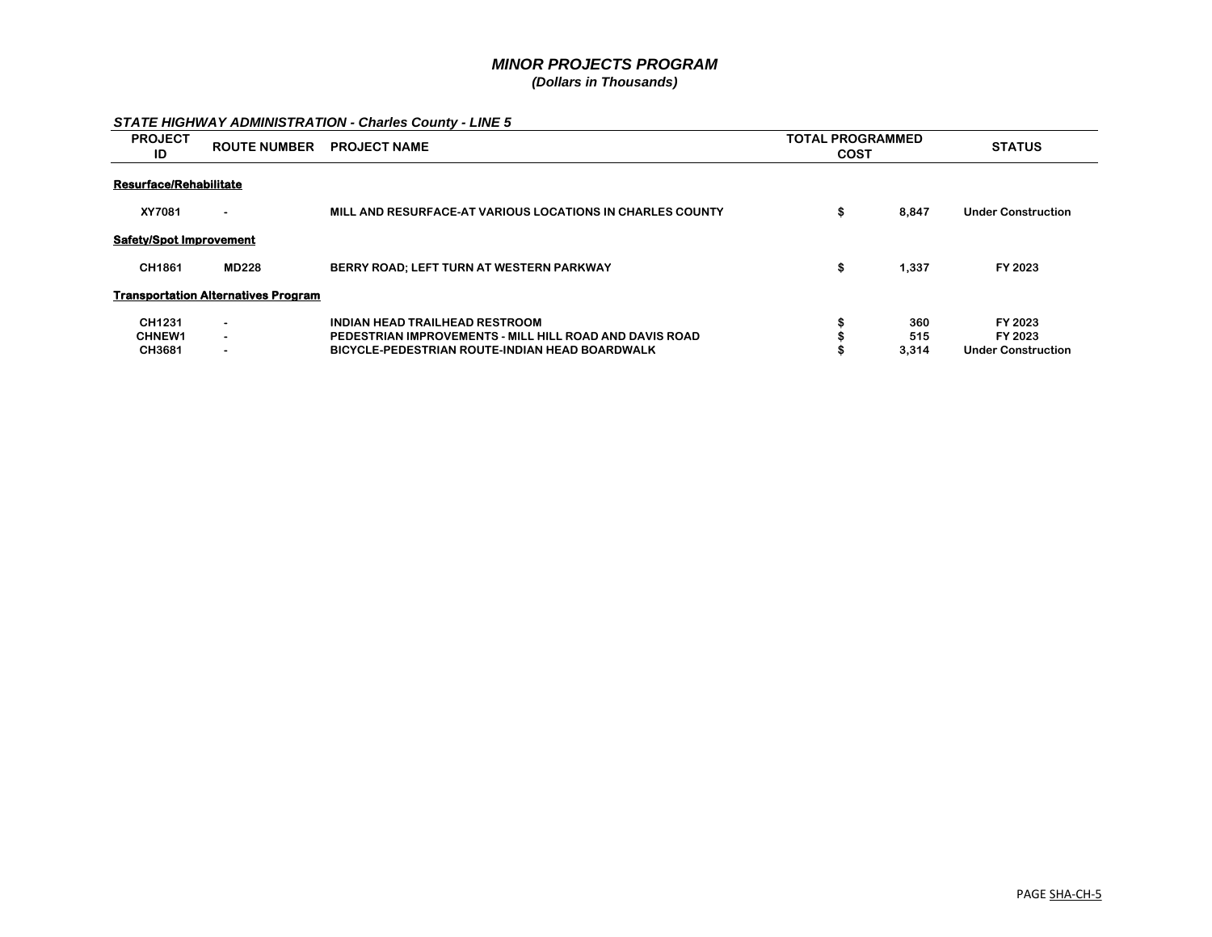# *MINOR PROJECTS PROGRAM*
### *(Dollars in Thousands)*

***STATE HIGHWAY ADMINISTRATION - Charles County - LINE 5***

| PROJECT ID | ROUTE NUMBER | PROJECT NAME | TOTAL PROGRAMMED COST | STATUS |
|---|---|---|---|---|
| **Resurface/Rehabilitate** | | | | |
| XY7081 | - | MILL AND RESURFACE-AT VARIOUS LOCATIONS IN CHARLES COUNTY | $ 8,847 | Under Construction |
| **Safety/Spot Improvement** | | | | |
| CH1861 | MD228 | BERRY ROAD; LEFT TURN AT WESTERN PARKWAY | $ 1,337 | FY 2023 |
| **Transportation Alternatives Program** | | | | |
| CH1231 | - | INDIAN HEAD TRAILHEAD RESTROOM | $ 360 | FY 2023 |
| CHNEW1 | - | PEDESTRIAN IMPROVEMENTS - MILL HILL ROAD AND DAVIS ROAD | $ 515 | FY 2023 |
| CH3681 | - | BICYCLE-PEDESTRIAN ROUTE-INDIAN HEAD BOARDWALK | $ 3,314 | Under Construction |